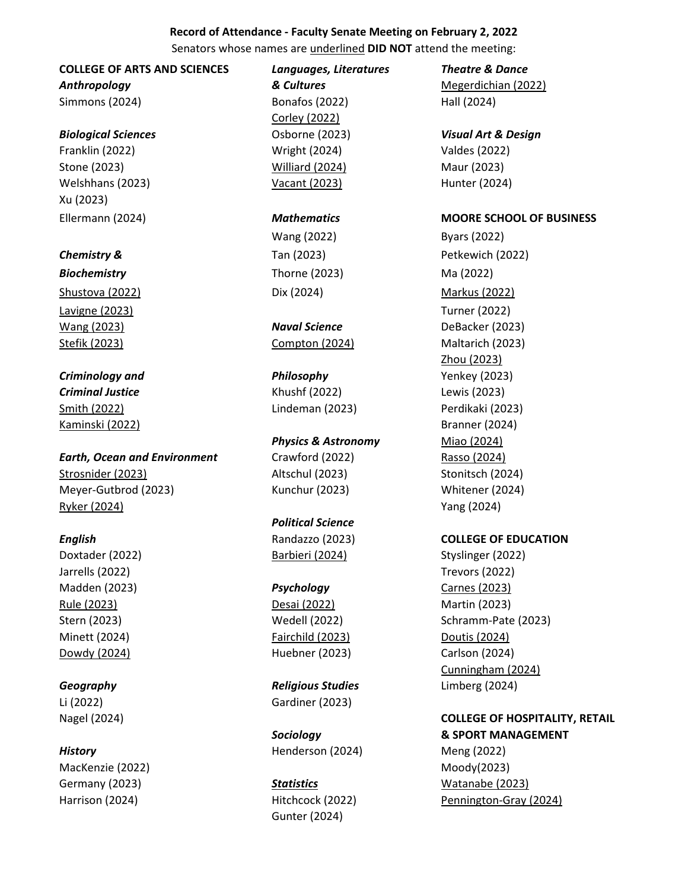**Record of Attendance - Faculty Senate Meeting on February 2, 2022**

Senators whose names are <u>underlined</u> **DID NOT** attend the meeting:

**COLLEGE OF ARTS AND SCIENCES**

***Anthropology***
Simmons (2024)

***Biological Sciences***
Franklin (2022)
Stone (2023)
Welshhans (2023)
Xu (2023)
Ellermann (2024)

***Chemistry & Biochemistry***
<u>Shustova (2022)</u>
<u>Lavigne (2023)</u>
<u>Wang (2023)</u>
<u>Stefik (2023)</u>

***Criminology and Criminal Justice***
<u>Smith (2022)</u>
<u>Kaminski (2022)</u>

***Earth, Ocean and Environment***
<u>Strosnider (2023)</u>
Meyer-Gutbrod (2023)
<u>Ryker (2024)</u>

***English***
Doxtader (2022)
Jarrells (2022)
Madden (2023)
<u>Rule (2023)</u>
Stern (2023)
Minett (2024)
<u>Dowdy (2024)</u>

***Geography***
Li (2022)
Nagel (2024)

***History***
MacKenzie (2022)
Germany (2023)
Harrison (2024)

***Languages, Literatures & Cultures***
Bonafos (2022)
<u>Corley (2022)</u>
Osborne (2023)
Wright (2024)
<u>Williard (2024)</u>
<u>Vacant (2023)</u>

***Mathematics***
Wang (2022)
Tan (2023)
Thorne (2023)
Dix (2024)

***Naval Science***
<u>Compton (2024)</u>

***Philosophy***
Khushf (2022)
Lindeman (2023)

***Physics & Astronomy***
Crawford (2022)
Altschul (2023)
Kunchur (2023)

***Political Science***
Randazzo (2023)
<u>Barbieri (2024)</u>

***Psychology***
<u>Desai (2022)</u>
Wedell (2022)
<u>Fairchild (2023)</u>
Huebner (2023)

***Religious Studies***
Gardiner (2023)

***Sociology***
Henderson (2024)

***<u>Statistics</u>***
Hitchcock (2022)
Gunter (2024)

***Theatre & Dance***
<u>Megerdichian (2022)</u>
Hall (2024)

***Visual Art & Design***
Valdes (2022)
Maur (2023)
Hunter (2024)

**MOORE SCHOOL OF BUSINESS**
Byars (2022)
Petkewich (2022)
Ma (2022)
<u>Markus (2022)</u>
Turner (2022)
DeBacker (2023)
Maltarich (2023)
<u>Zhou (2023)</u>
Yenkey (2023)
Lewis (2023)
Perdikaki (2023)
Branner (2024)
<u>Miao (2024)</u>
<u>Rasso (2024)</u>
Stonitsch (2024)
Whitener (2024)
Yang (2024)

**COLLEGE OF EDUCATION**
Styslinger (2022)
Trevors (2022)
<u>Carnes (2023)</u>
Martin (2023)
Schramm-Pate (2023)
<u>Doutis (2024)</u>
Carlson (2024)
<u>Cunningham (2024)</u>
Limberg (2024)

**COLLEGE OF HOSPITALITY, RETAIL & SPORT MANAGEMENT**
Meng (2022)
Moody(2023)
<u>Watanabe (2023)</u>
<u>Pennington-Gray (2024)</u>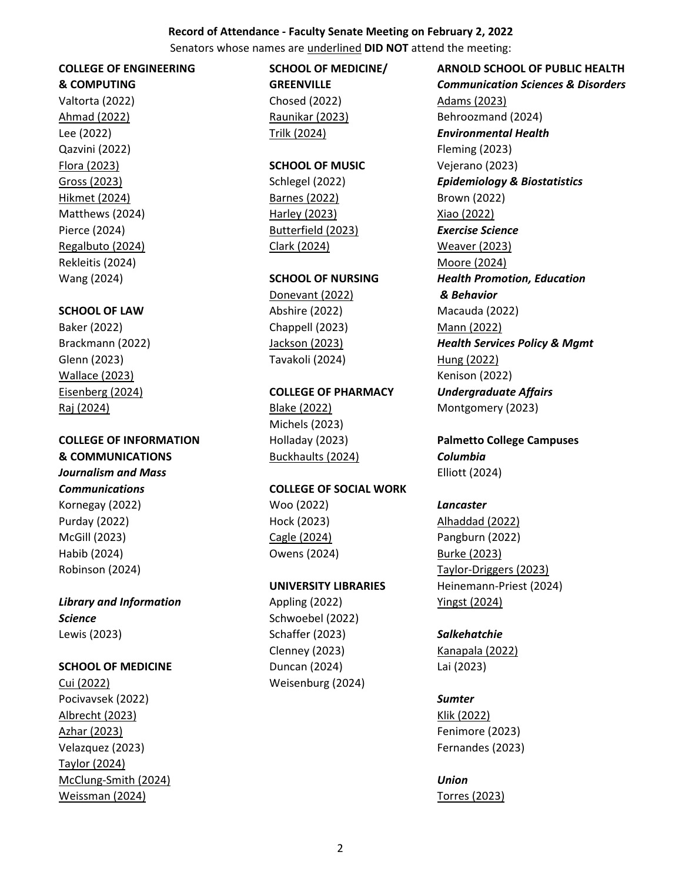**Record of Attendance - Faculty Senate Meeting on February 2, 2022**

Senators whose names are <u>underlined</u> **DID NOT** attend the meeting:

**COLLEGE OF ENGINEERING & COMPUTING**

Valtorta (2022)
<u>Ahmad (2022)</u>
Lee (2022)
Qazvini (2022)
<u>Flora (2023)</u>
<u>Gross (2023)</u>
<u>Hikmet (2024)</u>
Matthews (2024)
Pierce (2024)
<u>Regalbuto (2024)</u>
Rekleitis (2024)
Wang (2024)

**SCHOOL OF LAW**

Baker (2022)
Brackmann (2022)
Glenn (2023)
<u>Wallace (2023)</u>
<u>Eisenberg (2024)</u>
<u>Raj (2024)</u>

**COLLEGE OF INFORMATION & COMMUNICATIONS**

***Journalism and Mass Communications***

Kornegay (2022)
Purday (2022)
McGill (2023)
Habib (2024)
Robinson (2024)

***Library and Information Science***

Lewis (2023)

**SCHOOL OF MEDICINE**

<u>Cui (2022)</u>
Pocivavsek (2022)
<u>Albrecht (2023)</u>
<u>Azhar (2023)</u>
Velazquez (2023)
<u>Taylor (2024)</u>
<u>McClung-Smith (2024)</u>
<u>Weissman (2024)</u>

**SCHOOL OF MEDICINE/ GREENVILLE**

Chosed (2022)
<u>Raunikar (2023)</u>
<u>Trilk (2024)</u>

**SCHOOL OF MUSIC**

Schlegel (2022)
<u>Barnes (2022)</u>
<u>Harley (2023)</u>
<u>Butterfield (2023)</u>
<u>Clark (2024)</u>

**SCHOOL OF NURSING**

<u>Donevant (2022)</u>
Abshire (2022)
Chappell (2023)
<u>Jackson (2023)</u>
Tavakoli (2024)

**COLLEGE OF PHARMACY**

<u>Blake (2022)</u>
Michels (2023)
Holladay (2023)
<u>Buckhaults (2024)</u>

**COLLEGE OF SOCIAL WORK**

Woo (2022)
Hock (2023)
<u>Cagle (2024)</u>
Owens (2024)

**UNIVERSITY LIBRARIES**

Appling (2022)
Schwoebel (2022)
Schaffer (2023)
Clenney (2023)
Duncan (2024)
Weisenburg (2024)

**ARNOLD SCHOOL OF PUBLIC HEALTH**

***Communication Sciences & Disorders***

<u>Adams (2023)</u>
Behroozmand (2024)

***Environmental Health***

Fleming (2023)
Vejerano (2023)

***Epidemiology & Biostatistics***

Brown (2022)
<u>Xiao (2022)</u>

***Exercise Science***

<u>Weaver (2023)</u>
<u>Moore (2024)</u>

***Health Promotion, Education & Behavior***

Macauda (2022)
<u>Mann (2022)</u>

***Health Services Policy & Mgmt***

<u>Hung (2022)</u>
Kenison (2022)

***Undergraduate Affairs***

Montgomery (2023)

**Palmetto College Campuses**

***Columbia***

Elliott (2024)

***Lancaster***

<u>Alhaddad (2022)</u>
Pangburn (2022)
<u>Burke (2023)</u>
<u>Taylor-Driggers (2023)</u>
Heinemann-Priest (2024)
<u>Yingst (2024)</u>

***Salkehatchie***

<u>Kanapala (2022)</u>
Lai (2023)

***Sumter***

<u>Klik (2022)</u>
Fenimore (2023)
Fernandes (2023)

***Union***

<u>Torres (2023)</u>